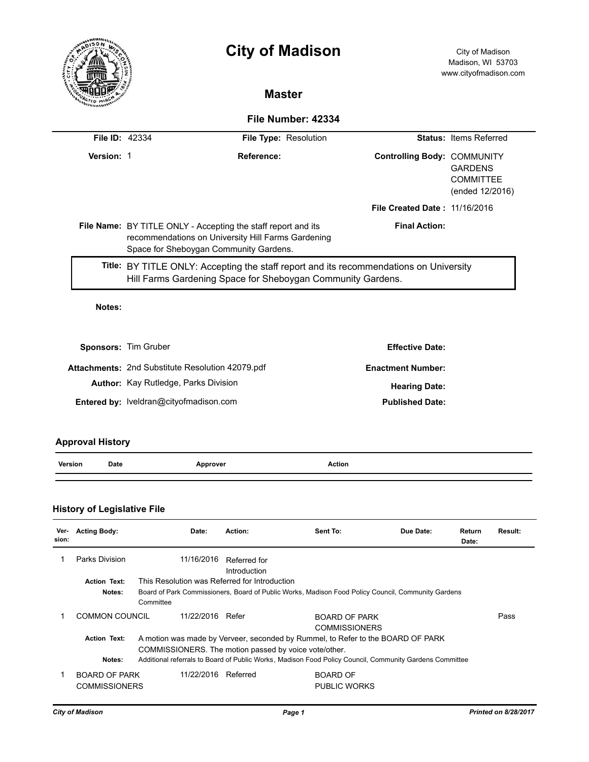# City of Madison

City of Madison
Madison, WI 53703
www.cityofmadison.com

## Master

### File Number: 42334

| | | | | | |
|---|---|---|---|---|---|
| **File ID:** | 42334 | **File Type:** | Resolution | **Status:** | Items Referred |
| **Version:** | 1 | **Reference:** | | **Controlling Body:** | COMMUNITY GARDENS COMMITTEE (ended 12/2016) |
| | | | | **File Created Date :** | 11/16/2016 |
| **File Name:** | BY TITLE ONLY - Accepting the staff report and its recommendations on University Hill Farms Gardening Space for Sheboygan Community Gardens. | | | **Final Action:** | |

**Title:** BY TITLE ONLY: Accepting the staff report and its recommendations on University Hill Farms Gardening Space for Sheboygan Community Gardens.

**Notes:**

| | | | |
|---|---|---|---|
| **Sponsors:** | Tim Gruber | **Effective Date:** | |
| **Attachments:** | 2nd Substitute Resolution 42079.pdf | **Enactment Number:** | |
| **Author:** | Kay Rutledge, Parks Division | **Hearing Date:** | |
| **Entered by:** | lveldran@cityofmadison.com | **Published Date:** | |

### Approval History

| Version | Date | Approver | Action |
|---|---|---|---|

### History of Legislative File

| Ver-sion: | Acting Body: | Date: | Action: | Sent To: | Due Date: | Return Date: | Result: |
|---|---|---|---|---|---|---|---|
| 1 | Parks Division | 11/16/2016 | Referred for Introduction | | | | |

**Action Text:** This Resolution was Referred for Introduction

**Notes:** Board of Park Commissioners, Board of Public Works, Madison Food Policy Council, Community Gardens Committee

| Ver-sion: | Acting Body: | Date: | Action: | Sent To: | Due Date: | Return Date: | Result: |
|---|---|---|---|---|---|---|---|
| 1 | COMMON COUNCIL | 11/22/2016 | Refer | BOARD OF PARK COMMISSIONERS | | | Pass |

**Action Text:** A motion was made by Verveer, seconded by Rummel, to Refer to the BOARD OF PARK COMMISSIONERS. The motion passed by voice vote/other.

**Notes:** Additional referrals to Board of Public Works, Madison Food Policy Council, Community Gardens Committee

| Ver-sion: | Acting Body: | Date: | Action: | Sent To: | Due Date: | Return Date: | Result: |
|---|---|---|---|---|---|---|---|
| 1 | BOARD OF PARK COMMISSIONERS | 11/22/2016 | Referred | BOARD OF PUBLIC WORKS | | | |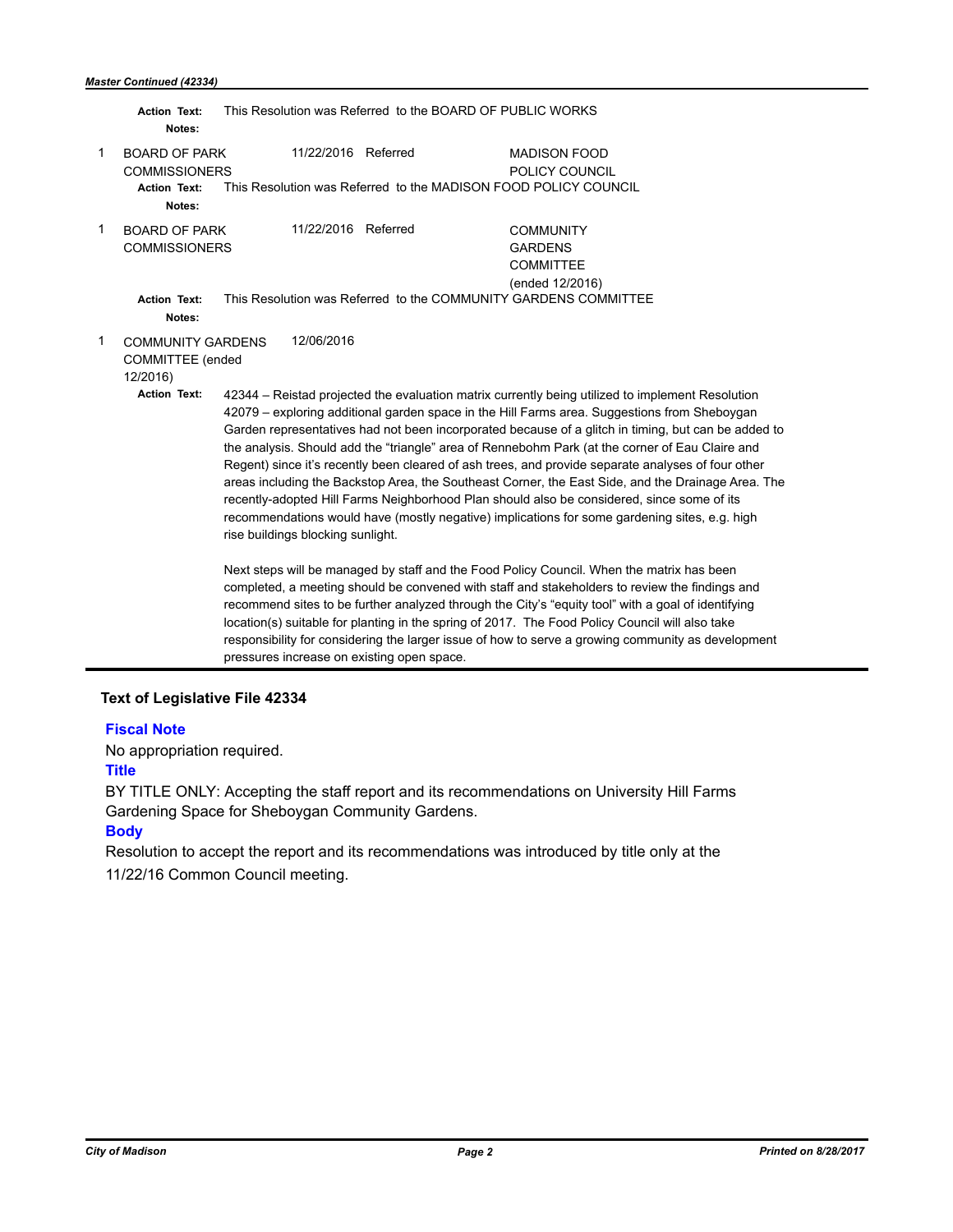**Action Text:** This Resolution was Referred to the BOARD OF PUBLIC WORKS

**Notes:**

| | | | | |
|---|---|---|---|---|
| 1 | BOARD OF PARK COMMISSIONERS | 11/22/2016 | Referred | MADISON FOOD POLICY COUNCIL |

**Action Text:** This Resolution was Referred to the MADISON FOOD POLICY COUNCIL

**Notes:**

| | | | | |
|---|---|---|---|---|
| 1 | BOARD OF PARK COMMISSIONERS | 11/22/2016 | Referred | COMMUNITY GARDENS COMMITTEE (ended 12/2016) |

**Action Text:** This Resolution was Referred to the COMMUNITY GARDENS COMMITTEE

**Notes:**

| | | |
|---|---|---|
| 1 | COMMUNITY GARDENS COMMITTEE (ended 12/2016) | 12/06/2016 |

**Action Text:** 42344 – Reistad projected the evaluation matrix currently being utilized to implement Resolution 42079 – exploring additional garden space in the Hill Farms area. Suggestions from Sheboygan Garden representatives had not been incorporated because of a glitch in timing, but can be added to the analysis. Should add the "triangle" area of Rennebohm Park (at the corner of Eau Claire and Regent) since it's recently been cleared of ash trees, and provide separate analyses of four other areas including the Backstop Area, the Southeast Corner, the East Side, and the Drainage Area. The recently-adopted Hill Farms Neighborhood Plan should also be considered, since some of its recommendations would have (mostly negative) implications for some gardening sites, e.g. high rise buildings blocking sunlight.

Next steps will be managed by staff and the Food Policy Council. When the matrix has been completed, a meeting should be convened with staff and stakeholders to review the findings and recommend sites to be further analyzed through the City's "equity tool" with a goal of identifying location(s) suitable for planting in the spring of 2017. The Food Policy Council will also take responsibility for considering the larger issue of how to serve a growing community as development pressures increase on existing open space.

## Text of Legislative File 42334

### Fiscal Note

No appropriation required.

### Title

BY TITLE ONLY: Accepting the staff report and its recommendations on University Hill Farms Gardening Space for Sheboygan Community Gardens.

### Body

Resolution to accept the report and its recommendations was introduced by title only at the 11/22/16 Common Council meeting.